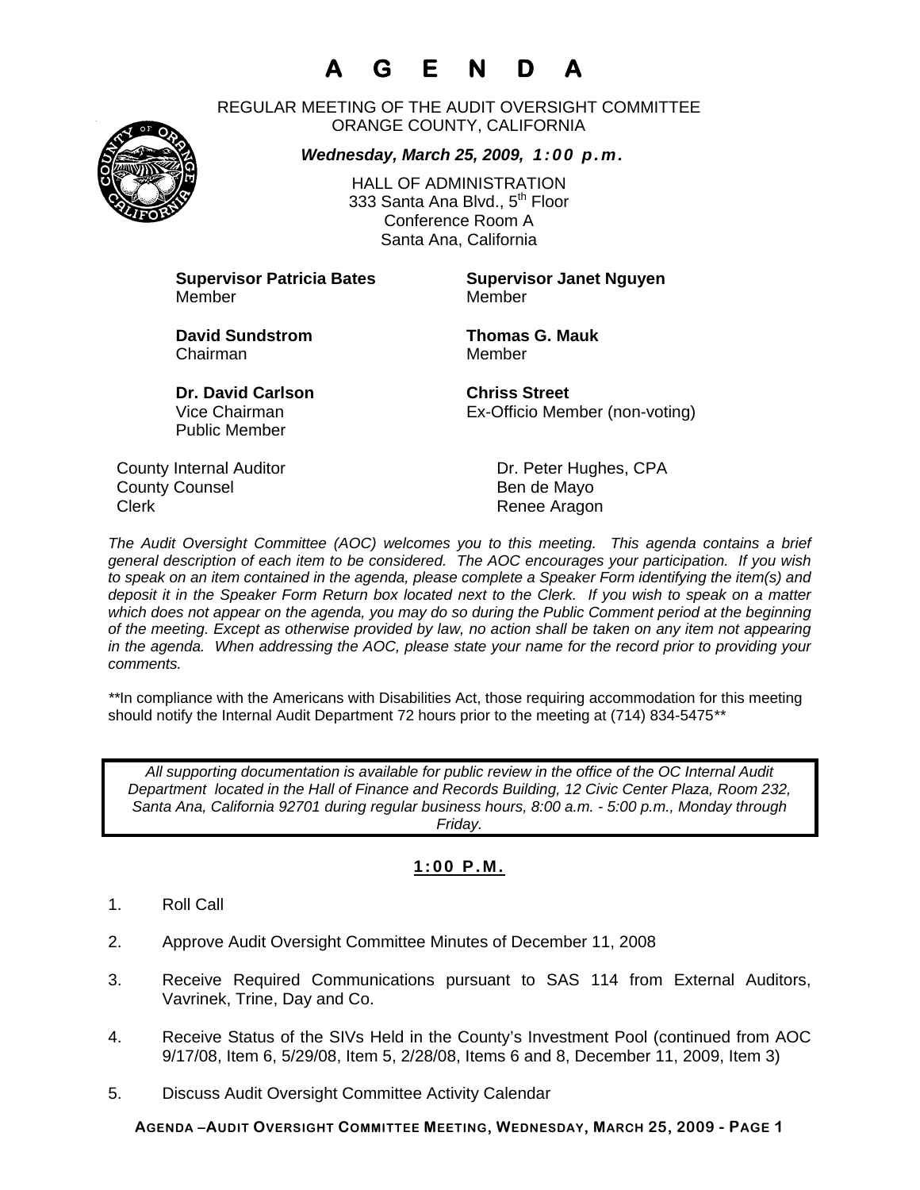# A G E N D A

REGULAR MEETING OF THE AUDIT OVERSIGHT COMMITTEE
ORANGE COUNTY, CALIFORNIA

***Wednesday, March 25, 2009, 1:00 p.m.***

HALL OF ADMINISTRATION
333 Santa Ana Blvd., 5th Floor
Conference Room A
Santa Ana, California

**Supervisor Patricia Bates**
Member

**Supervisor Janet Nguyen**
Member

**David Sundstrom**
Chairman

**Thomas G. Mauk**
Member

**Dr. David Carlson**
Vice Chairman
Public Member

**Chriss Street**
Ex-Officio Member (non-voting)

County Internal Auditor — Dr. Peter Hughes, CPA
County Counsel — Ben de Mayo
Clerk — Renee Aragon

*The Audit Oversight Committee (AOC) welcomes you to this meeting. This agenda contains a brief general description of each item to be considered. The AOC encourages your participation. If you wish to speak on an item contained in the agenda, please complete a Speaker Form identifying the item(s) and deposit it in the Speaker Form Return box located next to the Clerk. If you wish to speak on a matter which does not appear on the agenda, you may do so during the Public Comment period at the beginning of the meeting. Except as otherwise provided by law, no action shall be taken on any item not appearing in the agenda. When addressing the AOC, please state your name for the record prior to providing your comments.*

**In compliance with the Americans with Disabilities Act, those requiring accommodation for this meeting should notify the Internal Audit Department 72 hours prior to the meeting at (714) 834-5475**

*All supporting documentation is available for public review in the office of the OC Internal Audit Department located in the Hall of Finance and Records Building, 12 Civic Center Plaza, Room 232, Santa Ana, California 92701 during regular business hours, 8:00 a.m. - 5:00 p.m., Monday through Friday.*

## 1:00 P.M.

1. Roll Call

2. Approve Audit Oversight Committee Minutes of December 11, 2008

3. Receive Required Communications pursuant to SAS 114 from External Auditors, Vavrinek, Trine, Day and Co.

4. Receive Status of the SIVs Held in the County's Investment Pool (continued from AOC 9/17/08, Item 6, 5/29/08, Item 5, 2/28/08, Items 6 and 8, December 11, 2009, Item 3)

5. Discuss Audit Oversight Committee Activity Calendar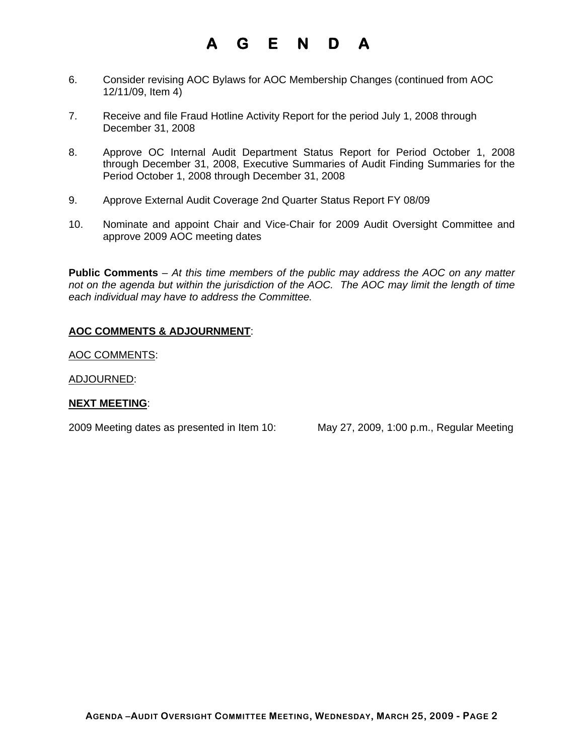# A G E N D A

6. Consider revising AOC Bylaws for AOC Membership Changes (continued from AOC 12/11/09, Item 4)

7. Receive and file Fraud Hotline Activity Report for the period July 1, 2008 through December 31, 2008

8. Approve OC Internal Audit Department Status Report for Period October 1, 2008 through December 31, 2008, Executive Summaries of Audit Finding Summaries for the Period October 1, 2008 through December 31, 2008

9. Approve External Audit Coverage 2nd Quarter Status Report FY 08/09

10. Nominate and appoint Chair and Vice-Chair for 2009 Audit Oversight Committee and approve 2009 AOC meeting dates

**Public Comments** – *At this time members of the public may address the AOC on any matter not on the agenda but within the jurisdiction of the AOC. The AOC may limit the length of time each individual may have to address the Committee.*

**AOC COMMENTS & ADJOURNMENT**:

AOC COMMENTS:

ADJOURNED:

**NEXT MEETING**:

2009 Meeting dates as presented in Item 10: May 27, 2009, 1:00 p.m., Regular Meeting